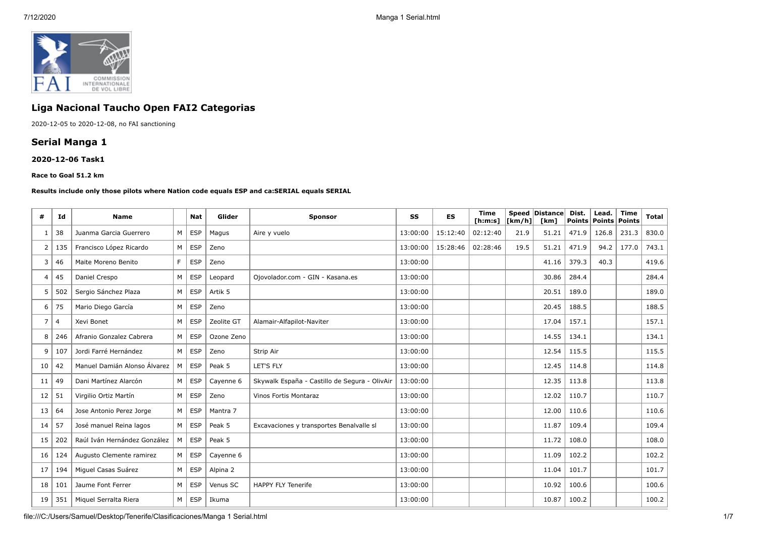# Liga Nacional Taucho Open FAI2 Categorias

2020-12-05 to 2020-12-08, no FAI sanctioning

## Serial Manga 1

### 2020-12-06 Task1

**Race to Goal 51.2 km**

**Results include only those pilots where Nation code equals ESP and ca:SERIAL equals SERIAL**

| # | Id | Name | | Nat | Glider | Sponsor | SS | ES | Time [h:m:s] | Speed [km/h] | Distance [km] | Dist. Points | Lead. Points | Time Points | Total |
|---|---|---|---|---|---|---|---|---|---|---|---|---|---|---|---|
| 1 | 38 | Juanma Garcia Guerrero | M | ESP | Magus | Aire y vuelo | 13:00:00 | 15:12:40 | 02:12:40 | 21.9 | 51.21 | 471.9 | 126.8 | 231.3 | 830.0 |
| 2 | 135 | Francisco López Ricardo | M | ESP | Zeno | | 13:00:00 | 15:28:46 | 02:28:46 | 19.5 | 51.21 | 471.9 | 94.2 | 177.0 | 743.1 |
| 3 | 46 | Maite Moreno Benito | F | ESP | Zeno | | 13:00:00 | | | | 41.16 | 379.3 | 40.3 | | 419.6 |
| 4 | 45 | Daniel Crespo | M | ESP | Leopard | Ojovolador.com - GIN - Kasana.es | 13:00:00 | | | | 30.86 | 284.4 | | | 284.4 |
| 5 | 502 | Sergio Sánchez Plaza | M | ESP | Artik 5 | | 13:00:00 | | | | 20.51 | 189.0 | | | 189.0 |
| 6 | 75 | Mario Diego García | M | ESP | Zeno | | 13:00:00 | | | | 20.45 | 188.5 | | | 188.5 |
| 7 | 4 | Xevi Bonet | M | ESP | Zeolite GT | Alamair-Alfapilot-Naviter | 13:00:00 | | | | 17.04 | 157.1 | | | 157.1 |
| 8 | 246 | Afranio Gonzalez Cabrera | M | ESP | Ozone Zeno | | 13:00:00 | | | | 14.55 | 134.1 | | | 134.1 |
| 9 | 107 | Jordi Farré Hernández | M | ESP | Zeno | Strip Air | 13:00:00 | | | | 12.54 | 115.5 | | | 115.5 |
| 10 | 42 | Manuel Damián Alonso Álvarez | M | ESP | Peak 5 | LET'S FLY | 13:00:00 | | | | 12.45 | 114.8 | | | 114.8 |
| 11 | 49 | Dani Martínez Alarcón | M | ESP | Cayenne 6 | Skywalk España - Castillo de Segura - OlivAir | 13:00:00 | | | | 12.35 | 113.8 | | | 113.8 |
| 12 | 51 | Virgilio Ortiz Martín | M | ESP | Zeno | Vinos Fortis Montaraz | 13:00:00 | | | | 12.02 | 110.7 | | | 110.7 |
| 13 | 64 | Jose Antonio Perez Jorge | M | ESP | Mantra 7 | | 13:00:00 | | | | 12.00 | 110.6 | | | 110.6 |
| 14 | 57 | José manuel Reina lagos | M | ESP | Peak 5 | Excavaciones y transportes Benalvalle sl | 13:00:00 | | | | 11.87 | 109.4 | | | 109.4 |
| 15 | 202 | Raúl Iván Hernández González | M | ESP | Peak 5 | | 13:00:00 | | | | 11.72 | 108.0 | | | 108.0 |
| 16 | 124 | Augusto Clemente ramirez | M | ESP | Cayenne 6 | | 13:00:00 | | | | 11.09 | 102.2 | | | 102.2 |
| 17 | 194 | Miguel Casas Suárez | M | ESP | Alpina 2 | | 13:00:00 | | | | 11.04 | 101.7 | | | 101.7 |
| 18 | 101 | Jaume Font Ferrer | M | ESP | Venus SC | HAPPY FLY Tenerife | 13:00:00 | | | | 10.92 | 100.6 | | | 100.6 |
| 19 | 351 | Miquel Serralta Riera | M | ESP | Ikuma | | 13:00:00 | | | | 10.87 | 100.2 | | | 100.2 |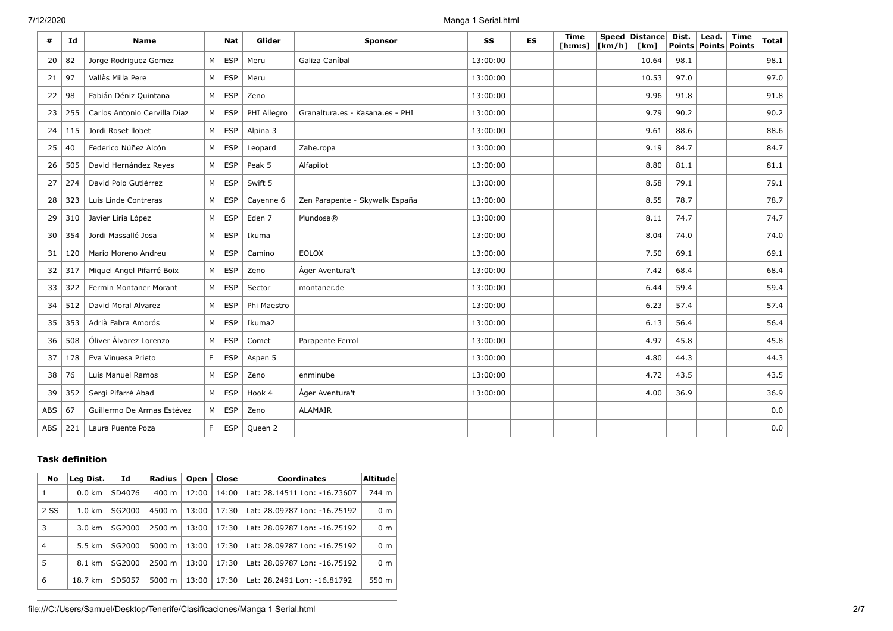| # | Id | Name | | Nat | Glider | Sponsor | SS | ES | Time [h:m:s] | Speed [km/h] | Distance [km] | Dist. Points | Lead. Points | Time Points | Total |
|---|---|---|---|---|---|---|---|---|---|---|---|---|---|---|---|
| 20 | 82 | Jorge Rodriguez Gomez | M | ESP | Meru | Galiza Caníbal | 13:00:00 | | | | 10.64 | 98.1 | | | 98.1 |
| 21 | 97 | Vallès Milla Pere | M | ESP | Meru | | 13:00:00 | | | | 10.53 | 97.0 | | | 97.0 |
| 22 | 98 | Fabián Déniz Quintana | M | ESP | Zeno | | 13:00:00 | | | | 9.96 | 91.8 | | | 91.8 |
| 23 | 255 | Carlos Antonio Cervilla Diaz | M | ESP | PHI Allegro | Granaltura.es - Kasana.es - PHI | 13:00:00 | | | | 9.79 | 90.2 | | | 90.2 |
| 24 | 115 | Jordi Roset llobet | M | ESP | Alpina 3 | | 13:00:00 | | | | 9.61 | 88.6 | | | 88.6 |
| 25 | 40 | Federico Núñez Alcón | M | ESP | Leopard | Zahe.ropa | 13:00:00 | | | | 9.19 | 84.7 | | | 84.7 |
| 26 | 505 | David Hernández Reyes | M | ESP | Peak 5 | Alfapilot | 13:00:00 | | | | 8.80 | 81.1 | | | 81.1 |
| 27 | 274 | David Polo Gutiérrez | M | ESP | Swift 5 | | 13:00:00 | | | | 8.58 | 79.1 | | | 79.1 |
| 28 | 323 | Luis Linde Contreras | M | ESP | Cayenne 6 | Zen Parapente - Skywalk España | 13:00:00 | | | | 8.55 | 78.7 | | | 78.7 |
| 29 | 310 | Javier Liria López | M | ESP | Eden 7 | Mundosa® | 13:00:00 | | | | 8.11 | 74.7 | | | 74.7 |
| 30 | 354 | Jordi Massallé Josa | M | ESP | Ikuma | | 13:00:00 | | | | 8.04 | 74.0 | | | 74.0 |
| 31 | 120 | Mario Moreno Andreu | M | ESP | Camino | EOLOX | 13:00:00 | | | | 7.50 | 69.1 | | | 69.1 |
| 32 | 317 | Miquel Angel Pifarré Boix | M | ESP | Zeno | Àger Aventura't | 13:00:00 | | | | 7.42 | 68.4 | | | 68.4 |
| 33 | 322 | Fermin Montaner Morant | M | ESP | Sector | montaner.de | 13:00:00 | | | | 6.44 | 59.4 | | | 59.4 |
| 34 | 512 | David Moral Alvarez | M | ESP | Phi Maestro | | 13:00:00 | | | | 6.23 | 57.4 | | | 57.4 |
| 35 | 353 | Adrià Fabra Amorós | M | ESP | Ikuma2 | | 13:00:00 | | | | 6.13 | 56.4 | | | 56.4 |
| 36 | 508 | Óliver Álvarez Lorenzo | M | ESP | Comet | Parapente Ferrol | 13:00:00 | | | | 4.97 | 45.8 | | | 45.8 |
| 37 | 178 | Eva Vinuesa Prieto | F | ESP | Aspen 5 | | 13:00:00 | | | | 4.80 | 44.3 | | | 44.3 |
| 38 | 76 | Luis Manuel Ramos | M | ESP | Zeno | enminube | 13:00:00 | | | | 4.72 | 43.5 | | | 43.5 |
| 39 | 352 | Sergi Pifarré Abad | M | ESP | Hook 4 | Àger Aventura't | 13:00:00 | | | | 4.00 | 36.9 | | | 36.9 |
| ABS | 67 | Guillermo De Armas Estévez | M | ESP | Zeno | ALAMAIR | | | | | | | | | 0.0 |
| ABS | 221 | Laura Puente Poza | F | ESP | Queen 2 | | | | | | | | | | 0.0 |

### Task definition

| No | Leg Dist. | Id | Radius | Open | Close | Coordinates | Altitude |
|---|---|---|---|---|---|---|---|
| 1 | 0.0 km | SD4076 | 400 m | 12:00 | 14:00 | Lat: 28.14511 Lon: -16.73607 | 744 m |
| 2 SS | 1.0 km | SG2000 | 4500 m | 13:00 | 17:30 | Lat: 28.09787 Lon: -16.75192 | 0 m |
| 3 | 3.0 km | SG2000 | 2500 m | 13:00 | 17:30 | Lat: 28.09787 Lon: -16.75192 | 0 m |
| 4 | 5.5 km | SG2000 | 5000 m | 13:00 | 17:30 | Lat: 28.09787 Lon: -16.75192 | 0 m |
| 5 | 8.1 km | SG2000 | 2500 m | 13:00 | 17:30 | Lat: 28.09787 Lon: -16.75192 | 0 m |
| 6 | 18.7 km | SD5057 | 5000 m | 13:00 | 17:30 | Lat: 28.2491 Lon: -16.81792 | 550 m |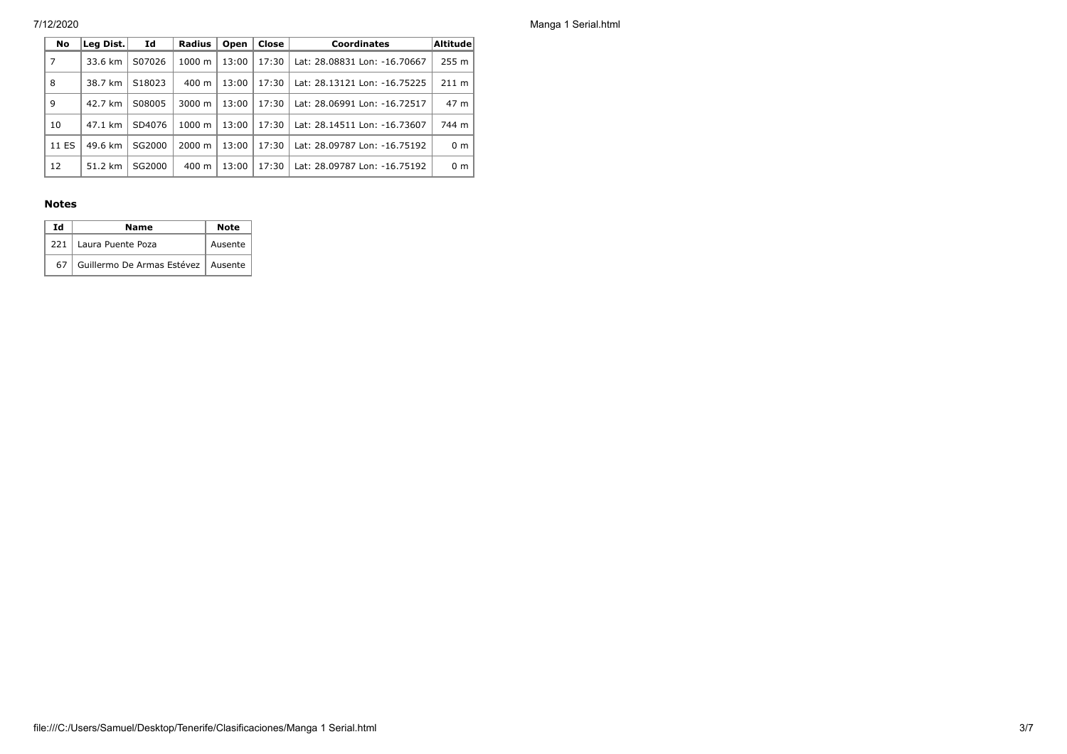| No | Leg Dist. | Id | Radius | Open | Close | Coordinates | Altitude |
|---|---|---|---|---|---|---|---|
| 7 | 33.6 km | S07026 | 1000 m | 13:00 | 17:30 | Lat: 28.08831 Lon: -16.70667 | 255 m |
| 8 | 38.7 km | S18023 | 400 m | 13:00 | 17:30 | Lat: 28.13121 Lon: -16.75225 | 211 m |
| 9 | 42.7 km | S08005 | 3000 m | 13:00 | 17:30 | Lat: 28.06991 Lon: -16.72517 | 47 m |
| 10 | 47.1 km | SD4076 | 1000 m | 13:00 | 17:30 | Lat: 28.14511 Lon: -16.73607 | 744 m |
| 11 ES | 49.6 km | SG2000 | 2000 m | 13:00 | 17:30 | Lat: 28.09787 Lon: -16.75192 | 0 m |
| 12 | 51.2 km | SG2000 | 400 m | 13:00 | 17:30 | Lat: 28.09787 Lon: -16.75192 | 0 m |

**Notes**

| Id | Name | Note |
|---|---|---|
| 221 | Laura Puente Poza | Ausente |
| 67 | Guillermo De Armas Estévez | Ausente |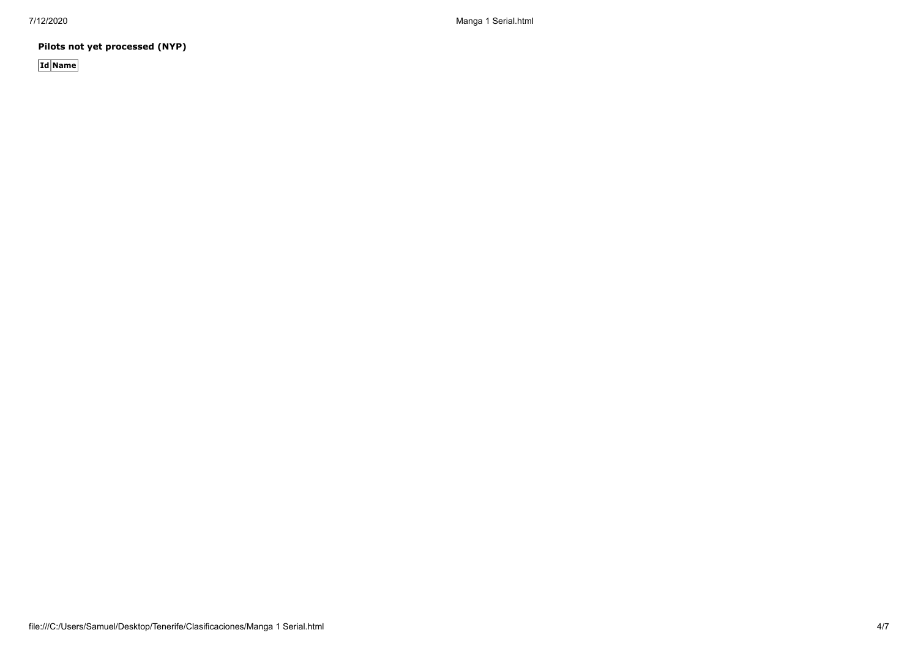**Pilots not yet processed (NYP)**

| Id | Name |
| --- | --- |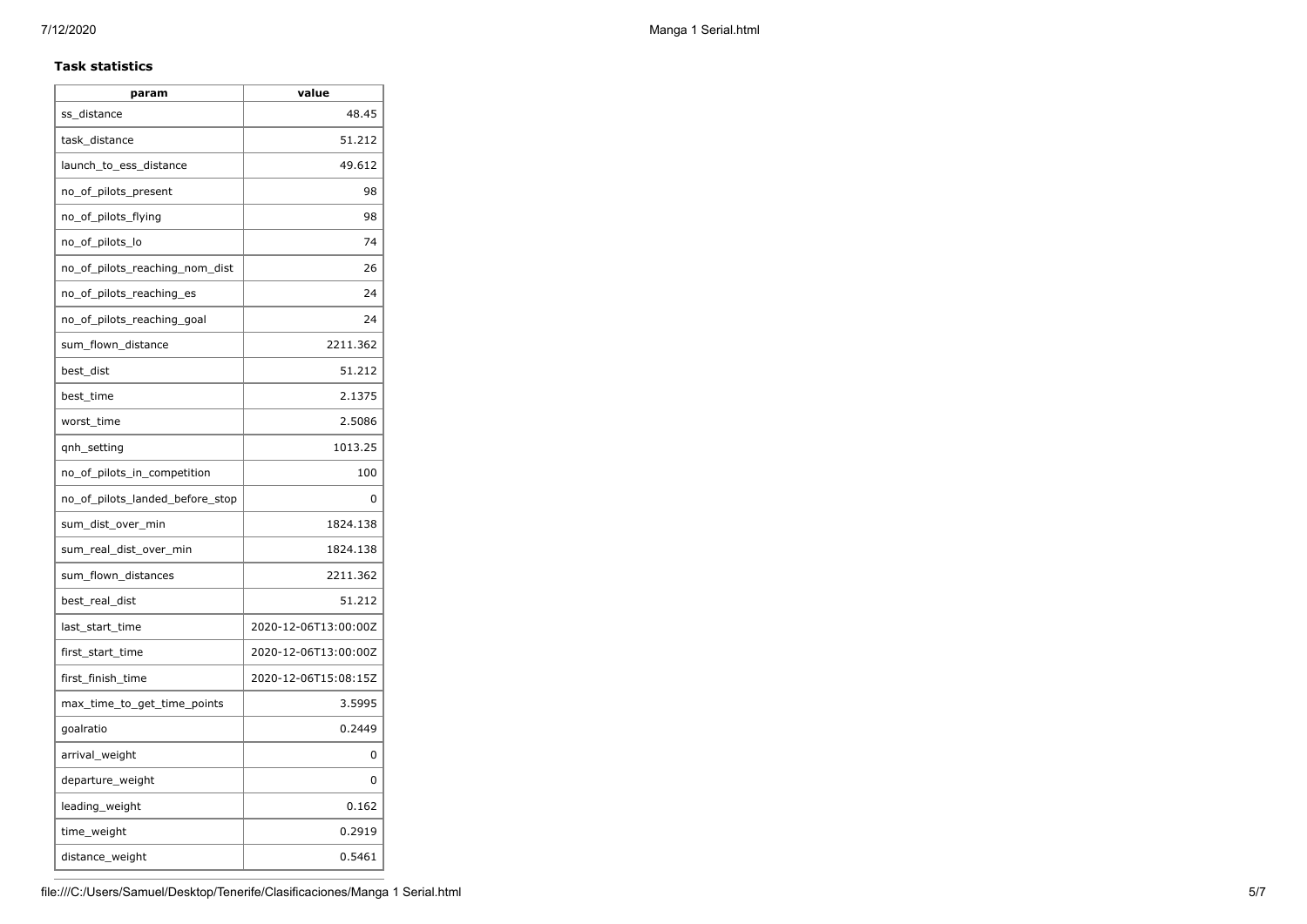**Task statistics**

| param | value |
|---|---|
| ss_distance | 48.45 |
| task_distance | 51.212 |
| launch_to_ess_distance | 49.612 |
| no_of_pilots_present | 98 |
| no_of_pilots_flying | 98 |
| no_of_pilots_lo | 74 |
| no_of_pilots_reaching_nom_dist | 26 |
| no_of_pilots_reaching_es | 24 |
| no_of_pilots_reaching_goal | 24 |
| sum_flown_distance | 2211.362 |
| best_dist | 51.212 |
| best_time | 2.1375 |
| worst_time | 2.5086 |
| qnh_setting | 1013.25 |
| no_of_pilots_in_competition | 100 |
| no_of_pilots_landed_before_stop | 0 |
| sum_dist_over_min | 1824.138 |
| sum_real_dist_over_min | 1824.138 |
| sum_flown_distances | 2211.362 |
| best_real_dist | 51.212 |
| last_start_time | 2020-12-06T13:00:00Z |
| first_start_time | 2020-12-06T13:00:00Z |
| first_finish_time | 2020-12-06T15:08:15Z |
| max_time_to_get_time_points | 3.5995 |
| goalratio | 0.2449 |
| arrival_weight | 0 |
| departure_weight | 0 |
| leading_weight | 0.162 |
| time_weight | 0.2919 |
| distance_weight | 0.5461 |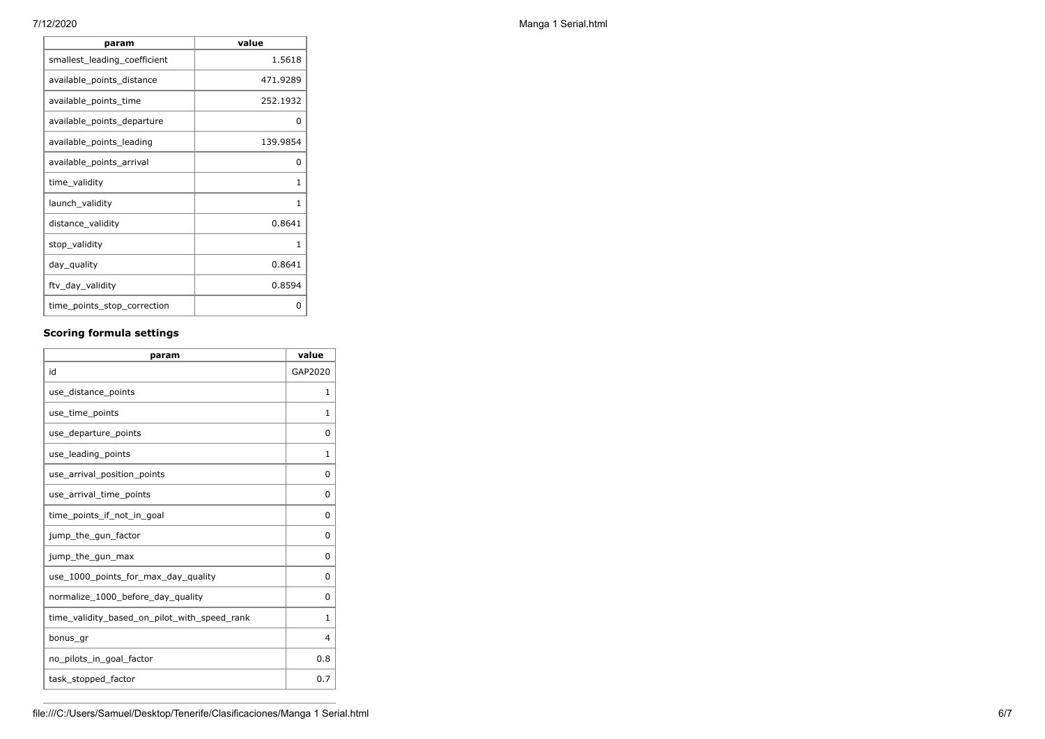| param | value |
|---|---|
| smallest_leading_coefficient | 1.5618 |
| available_points_distance | 471.9289 |
| available_points_time | 252.1932 |
| available_points_departure | 0 |
| available_points_leading | 139.9854 |
| available_points_arrival | 0 |
| time_validity | 1 |
| launch_validity | 1 |
| distance_validity | 0.8641 |
| stop_validity | 1 |
| day_quality | 0.8641 |
| ftv_day_validity | 0.8594 |
| time_points_stop_correction | 0 |

### Scoring formula settings

| param | value |
|---|---|
| id | GAP2020 |
| use_distance_points | 1 |
| use_time_points | 1 |
| use_departure_points | 0 |
| use_leading_points | 1 |
| use_arrival_position_points | 0 |
| use_arrival_time_points | 0 |
| time_points_if_not_in_goal | 0 |
| jump_the_gun_factor | 0 |
| jump_the_gun_max | 0 |
| use_1000_points_for_max_day_quality | 0 |
| normalize_1000_before_day_quality | 0 |
| time_validity_based_on_pilot_with_speed_rank | 1 |
| bonus_gr | 4 |
| no_pilots_in_goal_factor | 0.8 |
| task_stopped_factor | 0.7 |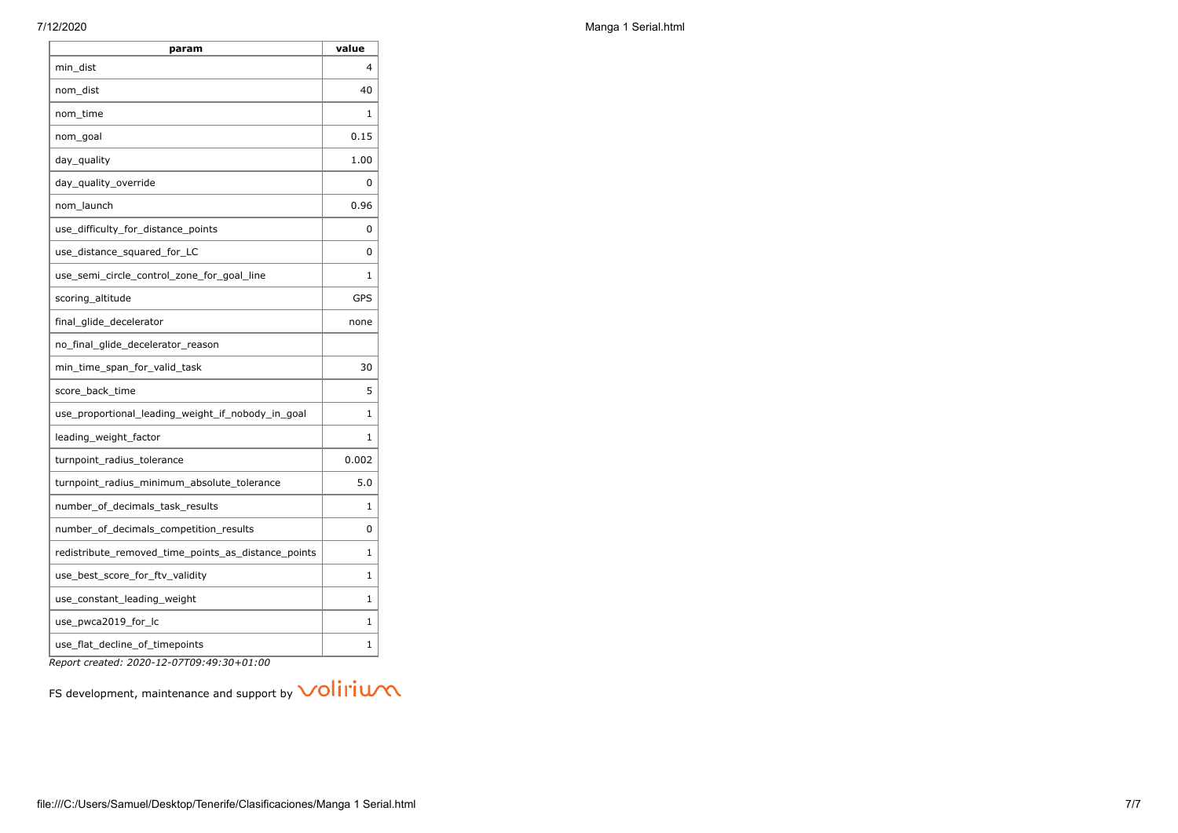| param | value |
|---|---|
| min_dist | 4 |
| nom_dist | 40 |
| nom_time | 1 |
| nom_goal | 0.15 |
| day_quality | 1.00 |
| day_quality_override | 0 |
| nom_launch | 0.96 |
| use_difficulty_for_distance_points | 0 |
| use_distance_squared_for_LC | 0 |
| use_semi_circle_control_zone_for_goal_line | 1 |
| scoring_altitude | GPS |
| final_glide_decelerator | none |
| no_final_glide_decelerator_reason | |
| min_time_span_for_valid_task | 30 |
| score_back_time | 5 |
| use_proportional_leading_weight_if_nobody_in_goal | 1 |
| leading_weight_factor | 1 |
| turnpoint_radius_tolerance | 0.002 |
| turnpoint_radius_minimum_absolute_tolerance | 5.0 |
| number_of_decimals_task_results | 1 |
| number_of_decimals_competition_results | 0 |
| redistribute_removed_time_points_as_distance_points | 1 |
| use_best_score_for_ftv_validity | 1 |
| use_constant_leading_weight | 1 |
| use_pwca2019_for_lc | 1 |
| use_flat_decline_of_timepoints | 1 |

*Report created: 2020-12-07T09:49:30+01:00*

FS development, maintenance and support by volirium